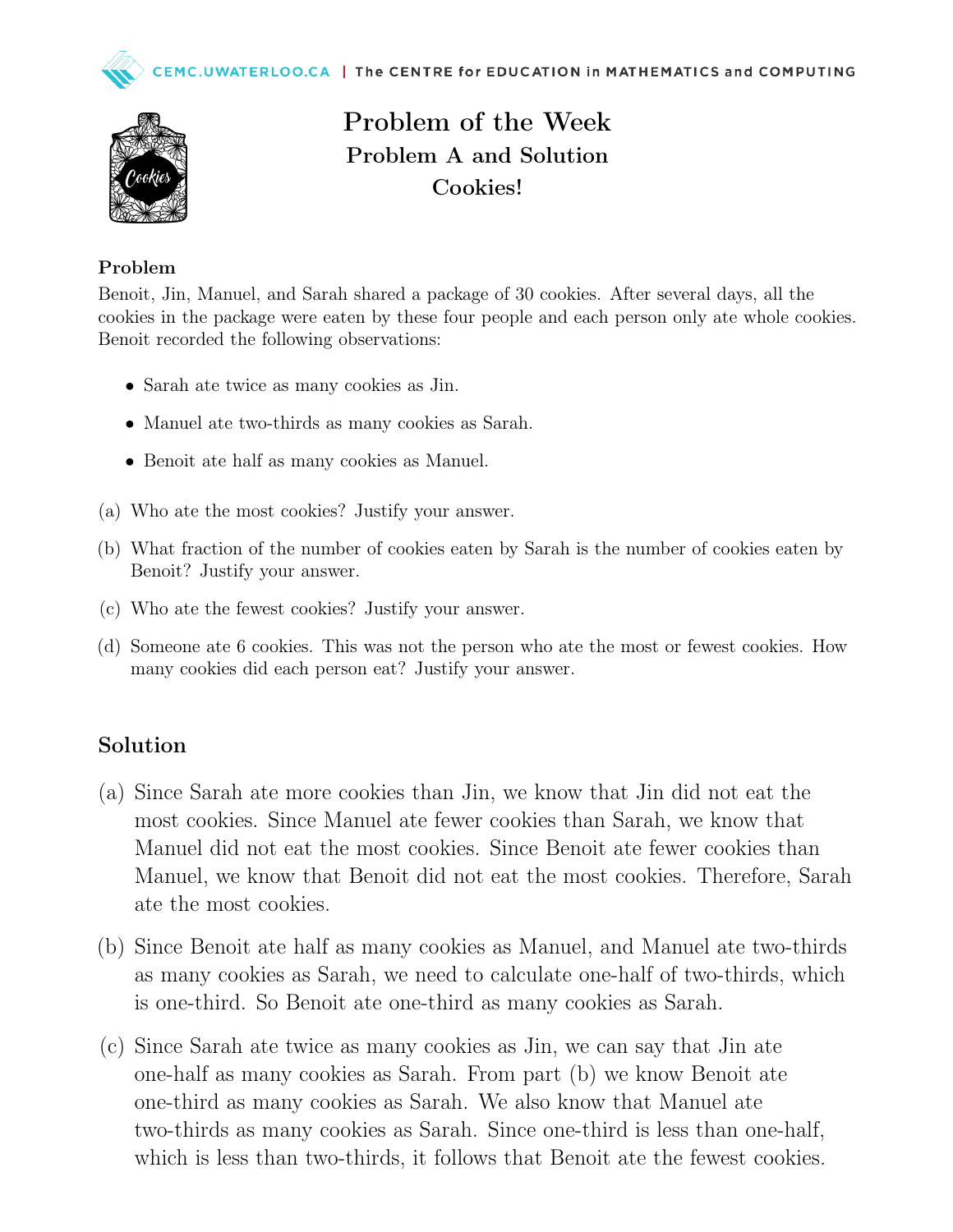# Problem of the Week

## Problem A and Solution

## Cookies!

### Problem

Benoit, Jin, Manuel, and Sarah shared a package of 30 cookies. After several days, all the cookies in the package were eaten by these four people and each person only ate whole cookies. Benoit recorded the following observations:

- Sarah ate twice as many cookies as Jin.
- Manuel ate two-thirds as many cookies as Sarah.
- Benoit ate half as many cookies as Manuel.

(a) Who ate the most cookies? Justify your answer.

(b) What fraction of the number of cookies eaten by Sarah is the number of cookies eaten by Benoit? Justify your answer.

(c) Who ate the fewest cookies? Justify your answer.

(d) Someone ate 6 cookies. This was not the person who ate the most or fewest cookies. How many cookies did each person eat? Justify your answer.

## Solution

(a) Since Sarah ate more cookies than Jin, we know that Jin did not eat the most cookies. Since Manuel ate fewer cookies than Sarah, we know that Manuel did not eat the most cookies. Since Benoit ate fewer cookies than Manuel, we know that Benoit did not eat the most cookies. Therefore, Sarah ate the most cookies.

(b) Since Benoit ate half as many cookies as Manuel, and Manuel ate two-thirds as many cookies as Sarah, we need to calculate one-half of two-thirds, which is one-third. So Benoit ate one-third as many cookies as Sarah.

(c) Since Sarah ate twice as many cookies as Jin, we can say that Jin ate one-half as many cookies as Sarah. From part (b) we know Benoit ate one-third as many cookies as Sarah. We also know that Manuel ate two-thirds as many cookies as Sarah. Since one-third is less than one-half, which is less than two-thirds, it follows that Benoit ate the fewest cookies.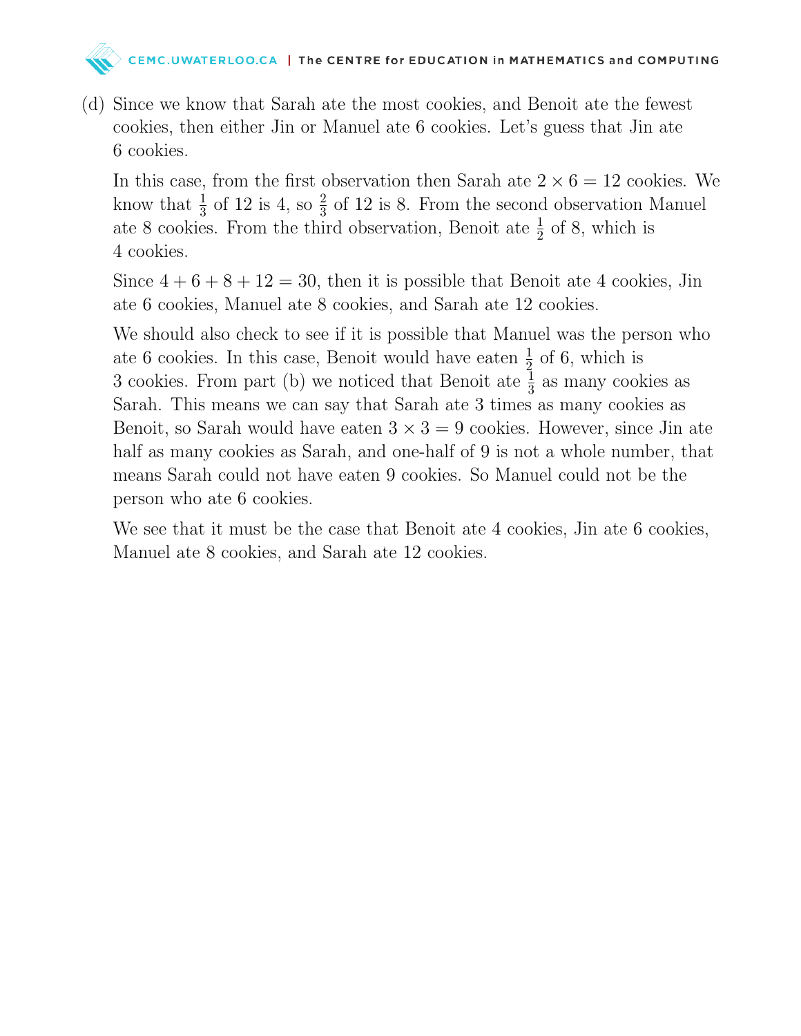(d) Since we know that Sarah ate the most cookies, and Benoit ate the fewest cookies, then either Jin or Manuel ate 6 cookies. Let's guess that Jin ate 6 cookies.

In this case, from the first observation then Sarah ate $2 \times 6 = 12$ cookies. We know that $\frac{1}{3}$ of 12 is 4, so $\frac{2}{3}$ of 12 is 8. From the second observation Manuel ate 8 cookies. From the third observation, Benoit ate $\frac{1}{2}$ of 8, which is 4 cookies.

Since $4 + 6 + 8 + 12 = 30$, then it is possible that Benoit ate 4 cookies, Jin ate 6 cookies, Manuel ate 8 cookies, and Sarah ate 12 cookies.

We should also check to see if it is possible that Manuel was the person who ate 6 cookies. In this case, Benoit would have eaten $\frac{1}{2}$ of 6, which is 3 cookies. From part (b) we noticed that Benoit ate $\frac{1}{3}$ as many cookies as Sarah. This means we can say that Sarah ate 3 times as many cookies as Benoit, so Sarah would have eaten $3 \times 3 = 9$ cookies. However, since Jin ate half as many cookies as Sarah, and one-half of 9 is not a whole number, that means Sarah could not have eaten 9 cookies. So Manuel could not be the person who ate 6 cookies.

We see that it must be the case that Benoit ate 4 cookies, Jin ate 6 cookies, Manuel ate 8 cookies, and Sarah ate 12 cookies.